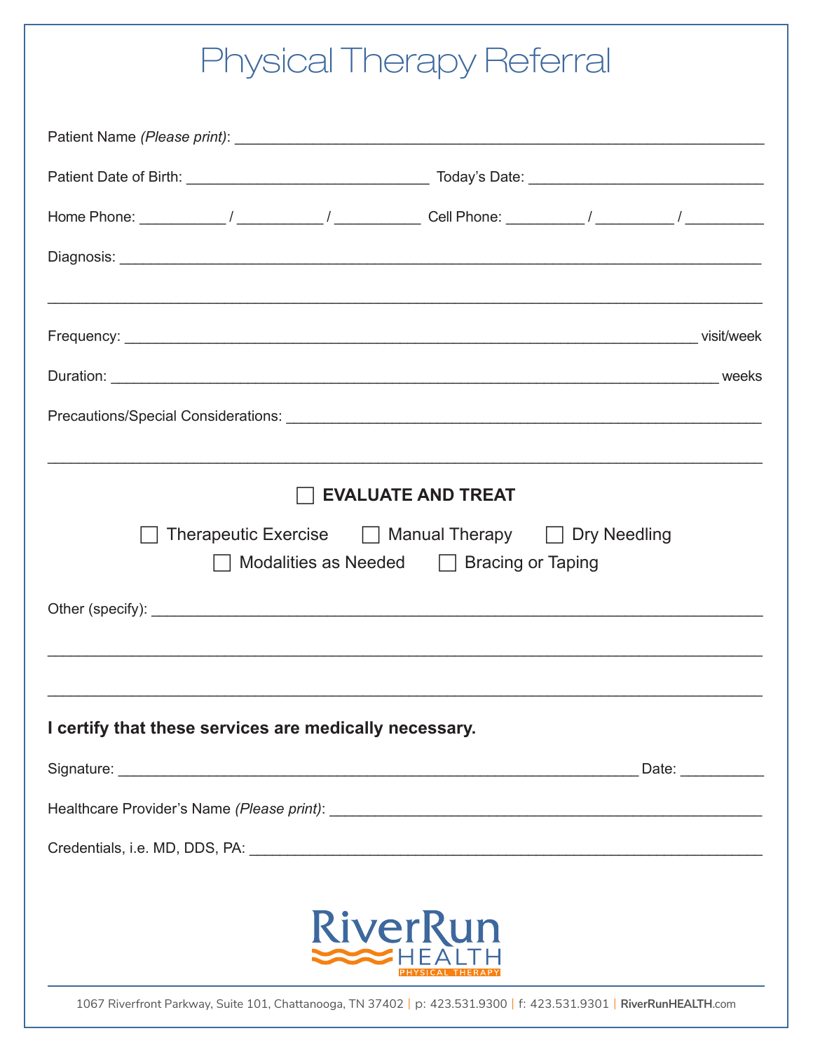# Physical Therapy Referral

Patient Name *(Please print)*: ______________________________________________

Patient Date of Birth: ______________________ Today's Date: ______________________

Home Phone: ________ / ________ / ________ Cell Phone: ________ / ________ / ________

Diagnosis: ______________________________________________

______________________________________________

Frequency: ______________________________________________ visit/week

Duration: ______________________________________________ weeks

Precautions/Special Considerations: ______________________________________________

______________________________________________

☐ **EVALUATE AND TREAT**

☐ Therapeutic Exercise ☐ Manual Therapy ☐ Dry Needling
☐ Modalities as Needed ☐ Bracing or Taping

Other (specify): ______________________________________________

______________________________________________

______________________________________________

**I certify that these services are medically necessary.**

Signature: ______________________________________________ Date: __________

Healthcare Provider's Name *(Please print)*: ______________________________________________

Credentials, i.e. MD, DDS, PA: ______________________________________________

RiverRun HEALTH PHYSICAL THERAPY

1067 Riverfront Parkway, Suite 101, Chattanooga, TN 37402 | p: 423.531.9300 | f: 423.531.9301 | **RiverRunHEALTH**.com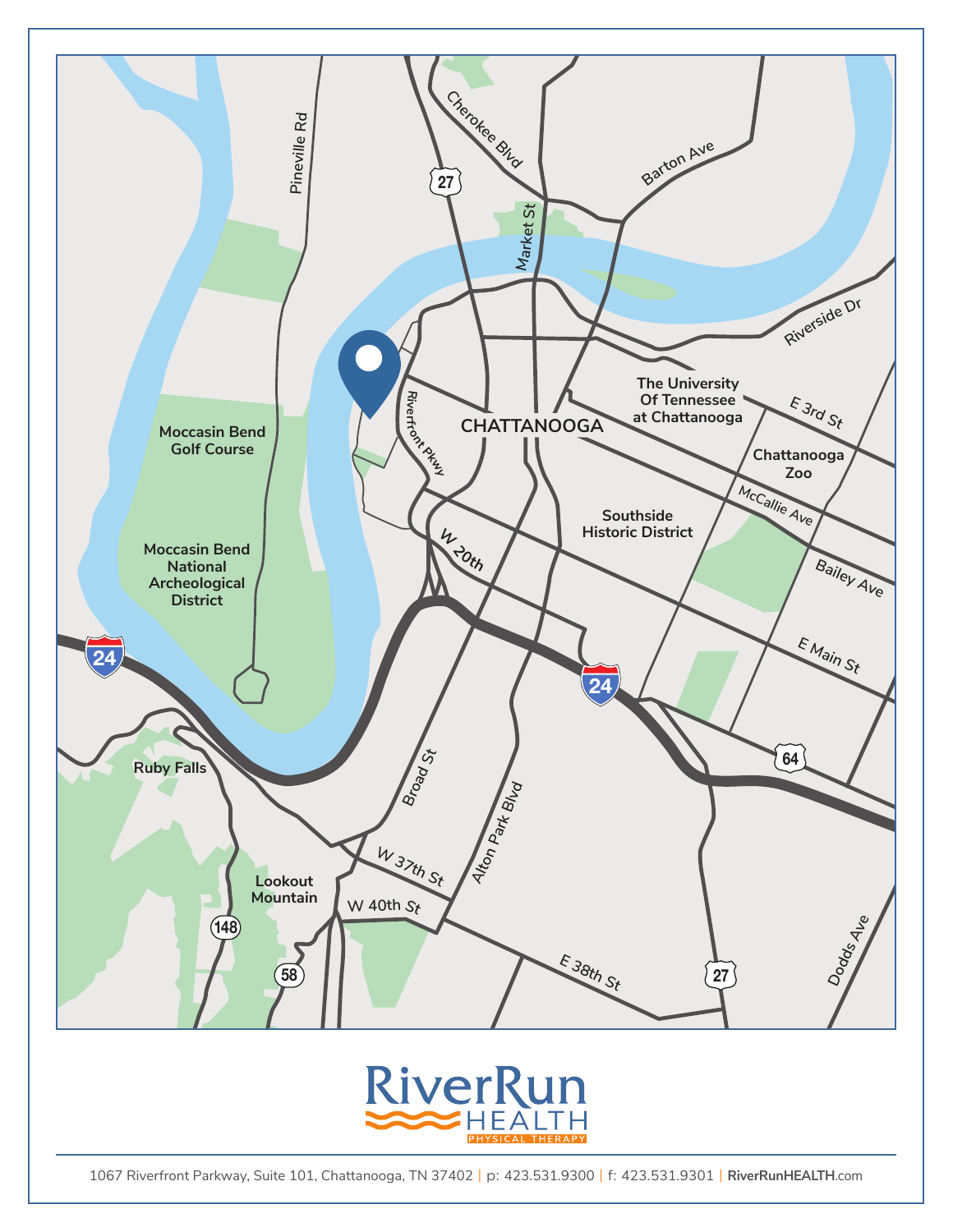Cherokee Blvd

Barton Ave

Pineville Rd

27

Market St

Riverside Dr

Riverfront Pkwy

CHATTANOOGA

The University Of Tennessee at Chattanooga

E 3rd St

Chattanooga Zoo

Moccasin Bend Golf Course

Moccasin Bend National Archeological District

Southside Historic District

McCallie Ave

W 20th

Bailey Ave

E Main St

24

24

64

Ruby Falls

Broad St

Alton Park Blvd

W 37th St

Lookout Mountain

W 40th St

148

E 38th St

58

27

Dodds Ave

RiverRun HEALTH PHYSICAL THERAPY

1067 Riverfront Parkway, Suite 101, Chattanooga, TN 37402 | p: 423.531.9300 | f: 423.531.9301 | **RiverRunHEALTH**.com